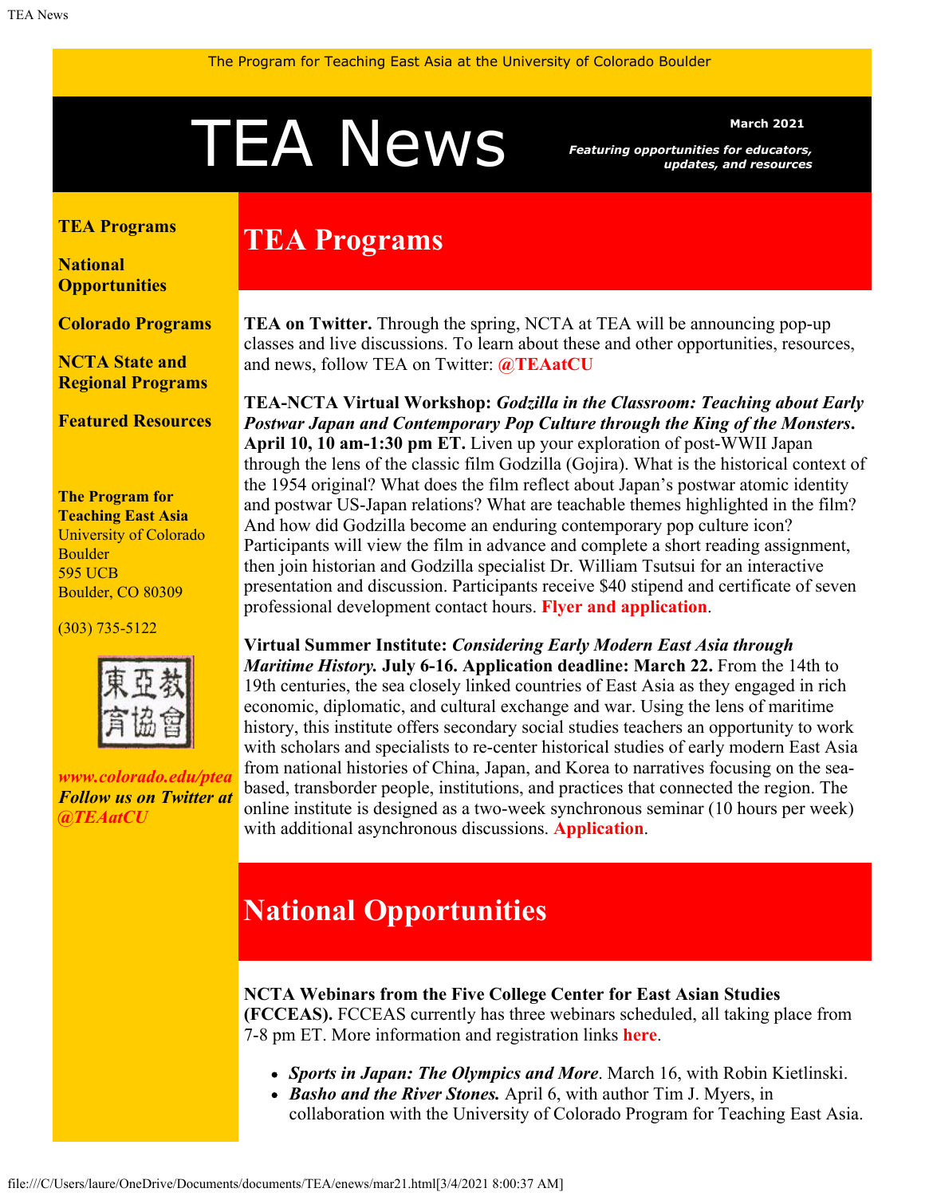The Program for Teaching East Asia at the University of Colorado Boulder

# TEA News

**March 2021**

***Featuring opportunities for educators, updates, and resources***

**TEA Programs**

**National Opportunities**

**Colorado Programs**

**NCTA State and Regional Programs**

**Featured Resources**

**The Program for Teaching East Asia**
University of Colorado Boulder
595 UCB
Boulder, CO 80309

(303) 735-5122

東亞教育協會

***www.colorado.edu/ptea***
***Follow us on Twitter at @TEAatCU***

## TEA Programs

**TEA on Twitter.** Through the spring, NCTA at TEA will be announcing pop-up classes and live discussions. To learn about these and other opportunities, resources, and news, follow TEA on Twitter: **@TEAatCU**

**TEA-NCTA Virtual Workshop: *Godzilla in the Classroom: Teaching about Early Postwar Japan and Contemporary Pop Culture through the King of the Monsters*. April 10, 10 am-1:30 pm ET.** Liven up your exploration of post-WWII Japan through the lens of the classic film Godzilla (Gojira). What is the historical context of the 1954 original? What does the film reflect about Japan's postwar atomic identity and postwar US-Japan relations? What are teachable themes highlighted in the film? And how did Godzilla become an enduring contemporary pop culture icon? Participants will view the film in advance and complete a short reading assignment, then join historian and Godzilla specialist Dr. William Tsutsui for an interactive presentation and discussion. Participants receive $40 stipend and certificate of seven professional development contact hours. **Flyer and application**.

**Virtual Summer Institute: *Considering Early Modern East Asia through Maritime History.* July 6-16. Application deadline: March 22.** From the 14th to 19th centuries, the sea closely linked countries of East Asia as they engaged in rich economic, diplomatic, and cultural exchange and war. Using the lens of maritime history, this institute offers secondary social studies teachers an opportunity to work with scholars and specialists to re-center historical studies of early modern East Asia from national histories of China, Japan, and Korea to narratives focusing on the sea-based, transborder people, institutions, and practices that connected the region. The online institute is designed as a two-week synchronous seminar (10 hours per week) with additional asynchronous discussions. **Application**.

## National Opportunities

**NCTA Webinars from the Five College Center for East Asian Studies (FCCEAS).** FCCEAS currently has three webinars scheduled, all taking place from 7-8 pm ET. More information and registration links **here**.

- ***Sports in Japan: The Olympics and More***. March 16, with Robin Kietlinski.
- ***Basho and the River Stones.*** April 6, with author Tim J. Myers, in collaboration with the University of Colorado Program for Teaching East Asia.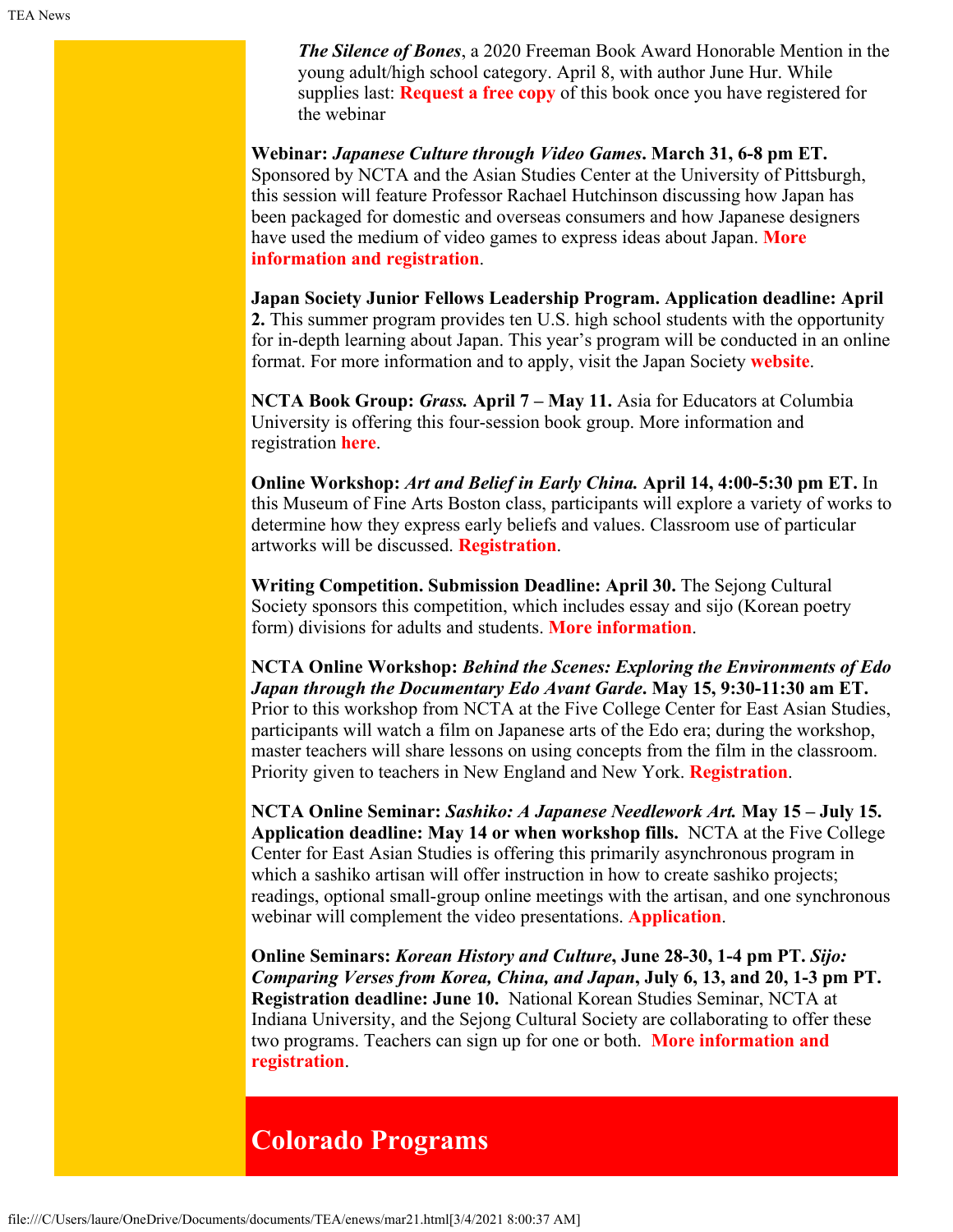*The Silence of Bones*, a 2020 Freeman Book Award Honorable Mention in the young adult/high school category. April 8, with author June Hur. While supplies last: **Request a free copy** of this book once you have registered for the webinar

**Webinar:** ***Japanese Culture through Video Games*. March 31, 6-8 pm ET.** Sponsored by NCTA and the Asian Studies Center at the University of Pittsburgh, this session will feature Professor Rachael Hutchinson discussing how Japan has been packaged for domestic and overseas consumers and how Japanese designers have used the medium of video games to express ideas about Japan. **More information and registration**.

**Japan Society Junior Fellows Leadership Program. Application deadline: April 2.** This summer program provides ten U.S. high school students with the opportunity for in-depth learning about Japan. This year's program will be conducted in an online format. For more information and to apply, visit the Japan Society **website**.

**NCTA Book Group:** ***Grass.*** **April 7 – May 11.** Asia for Educators at Columbia University is offering this four-session book group. More information and registration **here**.

**Online Workshop:** ***Art and Belief in Early China.*** **April 14, 4:00-5:30 pm ET.** In this Museum of Fine Arts Boston class, participants will explore a variety of works to determine how they express early beliefs and values. Classroom use of particular artworks will be discussed. **Registration**.

**Writing Competition. Submission Deadline: April 30.** The Sejong Cultural Society sponsors this competition, which includes essay and sijo (Korean poetry form) divisions for adults and students. **More information**.

**NCTA Online Workshop:** ***Behind the Scenes: Exploring the Environments of Edo Japan through the Documentary Edo Avant Garde*. May 15, 9:30-11:30 am ET.** Prior to this workshop from NCTA at the Five College Center for East Asian Studies, participants will watch a film on Japanese arts of the Edo era; during the workshop, master teachers will share lessons on using concepts from the film in the classroom. Priority given to teachers in New England and New York. **Registration**.

**NCTA Online Seminar:** ***Sashiko: A Japanese Needlework Art.*** **May 15 – July 15. Application deadline: May 14 or when workshop fills.** NCTA at the Five College Center for East Asian Studies is offering this primarily asynchronous program in which a sashiko artisan will offer instruction in how to create sashiko projects; readings, optional small-group online meetings with the artisan, and one synchronous webinar will complement the video presentations. **Application**.

**Online Seminars:** ***Korean History and Culture*, June 28-30, 1-4 pm PT.** ***Sijo: Comparing Verses from Korea, China, and Japan*, July 6, 13, and 20, 1-3 pm PT. Registration deadline: June 10.** National Korean Studies Seminar, NCTA at Indiana University, and the Sejong Cultural Society are collaborating to offer these two programs. Teachers can sign up for one or both. **More information and registration**.

## Colorado Programs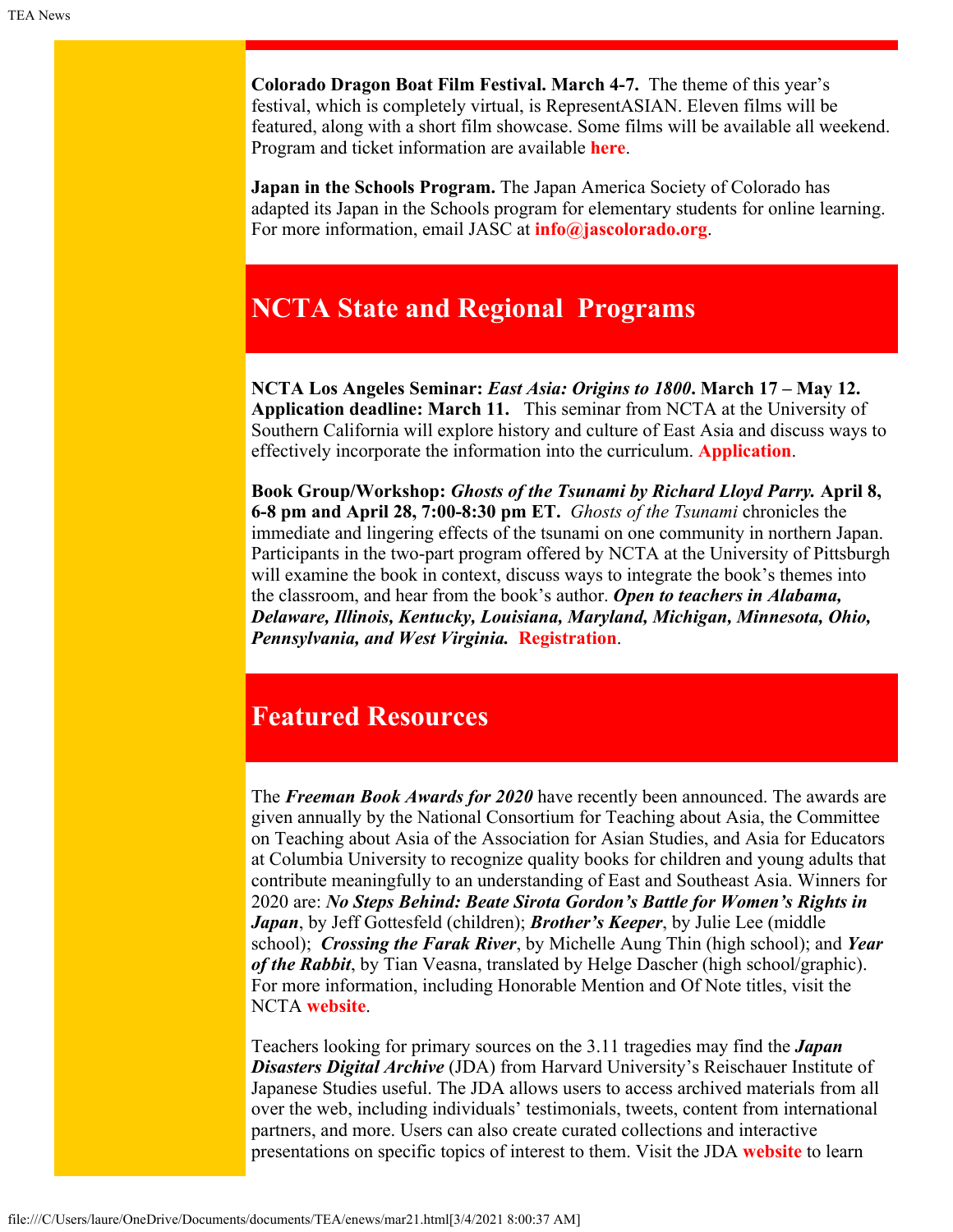**Colorado Dragon Boat Film Festival. March 4-7.** The theme of this year's festival, which is completely virtual, is RepresentASIAN. Eleven films will be featured, along with a short film showcase. Some films will be available all weekend. Program and ticket information are available **here**.

**Japan in the Schools Program.** The Japan America Society of Colorado has adapted its Japan in the Schools program for elementary students for online learning. For more information, email JASC at **info@jascolorado.org**.

## NCTA State and Regional Programs

**NCTA Los Angeles Seminar: *East Asia: Origins to 1800*. March 17 – May 12. Application deadline: March 11.** This seminar from NCTA at the University of Southern California will explore history and culture of East Asia and discuss ways to effectively incorporate the information into the curriculum. **Application**.

**Book Group/Workshop: *Ghosts of the Tsunami by Richard Lloyd Parry.* April 8, 6-8 pm and April 28, 7:00-8:30 pm ET.** *Ghosts of the Tsunami* chronicles the immediate and lingering effects of the tsunami on one community in northern Japan. Participants in the two-part program offered by NCTA at the University of Pittsburgh will examine the book in context, discuss ways to integrate the book's themes into the classroom, and hear from the book's author. ***Open to teachers in Alabama, Delaware, Illinois, Kentucky, Louisiana, Maryland, Michigan, Minnesota, Ohio, Pennsylvania, and West Virginia.*** **Registration**.

## Featured Resources

The ***Freeman Book Awards for 2020*** have recently been announced. The awards are given annually by the National Consortium for Teaching about Asia, the Committee on Teaching about Asia of the Association for Asian Studies, and Asia for Educators at Columbia University to recognize quality books for children and young adults that contribute meaningfully to an understanding of East and Southeast Asia. Winners for 2020 are: ***No Steps Behind: Beate Sirota Gordon's Battle for Women's Rights in Japan***, by Jeff Gottesfeld (children); ***Brother's Keeper***, by Julie Lee (middle school); ***Crossing the Farak River***, by Michelle Aung Thin (high school); and ***Year of the Rabbit***, by Tian Veasna, translated by Helge Dascher (high school/graphic). For more information, including Honorable Mention and Of Note titles, visit the NCTA **website**.

Teachers looking for primary sources on the 3.11 tragedies may find the ***Japan Disasters Digital Archive*** (JDA) from Harvard University's Reischauer Institute of Japanese Studies useful. The JDA allows users to access archived materials from all over the web, including individuals' testimonials, tweets, content from international partners, and more. Users can also create curated collections and interactive presentations on specific topics of interest to them. Visit the JDA **website** to learn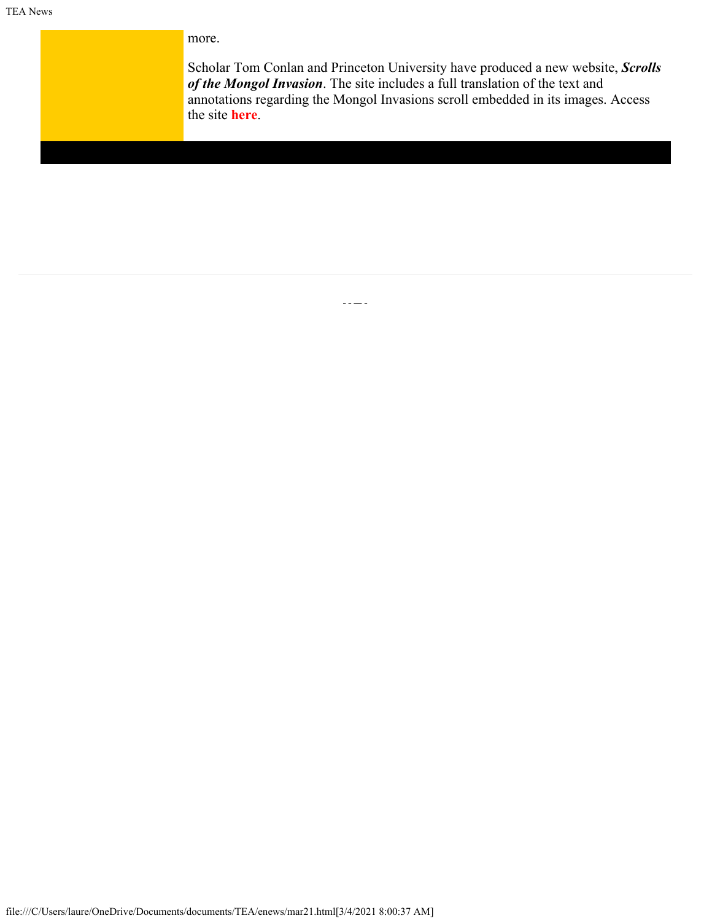more.

Scholar Tom Conlan and Princeton University have produced a new website, ***Scrolls of the Mongol Invasion***. The site includes a full translation of the text and annotations regarding the Mongol Invasions scroll embedded in its images. Access the site **here**.